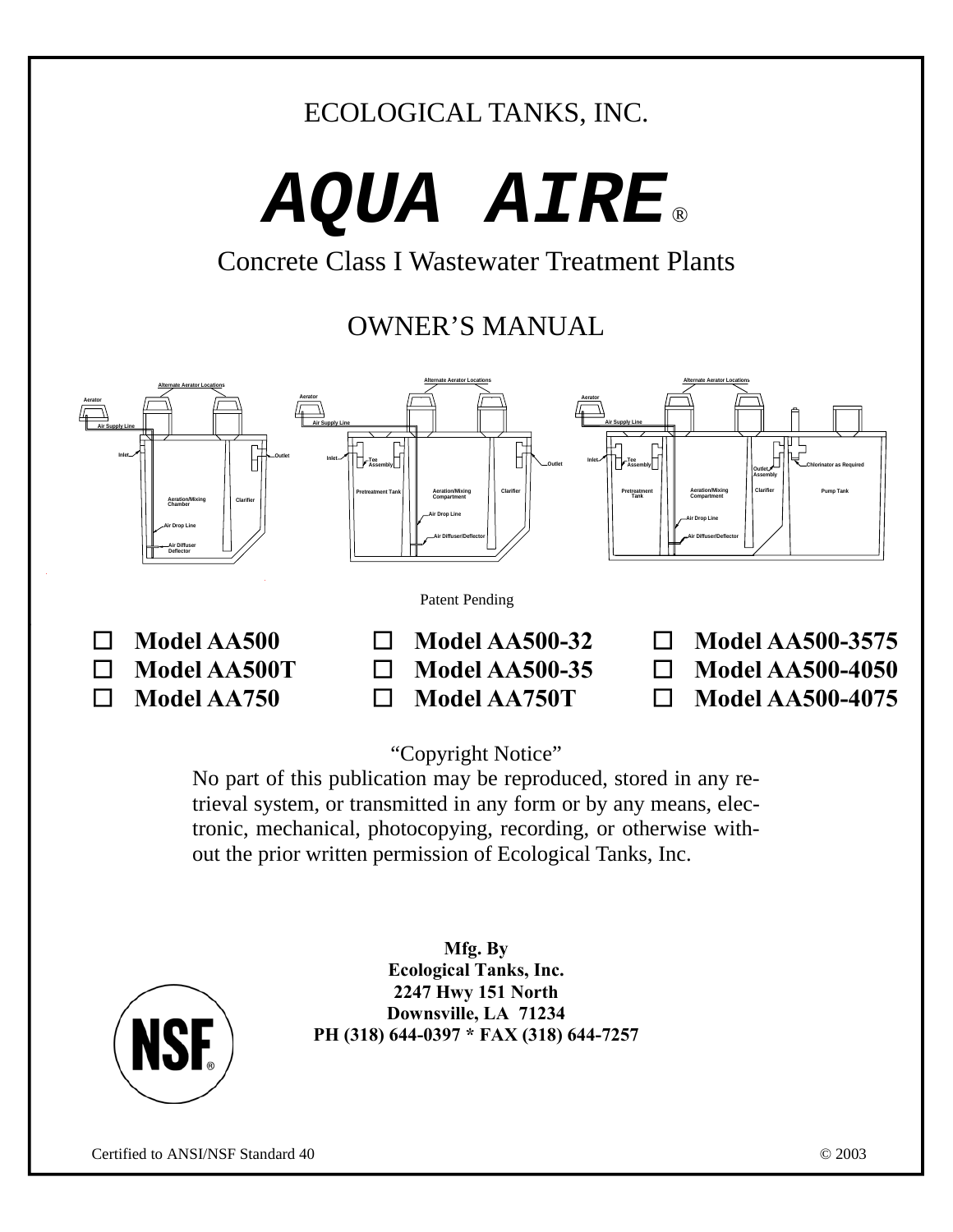ECOLOGICAL TANKS, INC.

# AQUA AIRE®

## Concrete Class I Wastewater Treatment Plants

## OWNER'S MANUAL

Patent Pending

- ☐ Model AA500
- ☐ Model AA500T
- ☐ Model AA750
- ☐ Model AA500-32
- ☐ Model AA500-35
- ☐ Model AA750T
- ☐ Model AA500-3575
- ☐ Model AA500-4050
- ☐ Model AA500-4075

"Copyright Notice"

No part of this publication may be reproduced, stored in any retrieval system, or transmitted in any form or by any means, electronic, mechanical, photocopying, recording, or otherwise without the prior written permission of Ecological Tanks, Inc.

**Mfg. By**
**Ecological Tanks, Inc.**
**2247 Hwy 151 North**
**Downsville, LA 71234**
**PH (318) 644-0397 * FAX (318) 644-7257**

Certified to ANSI/NSF Standard 40

© 2003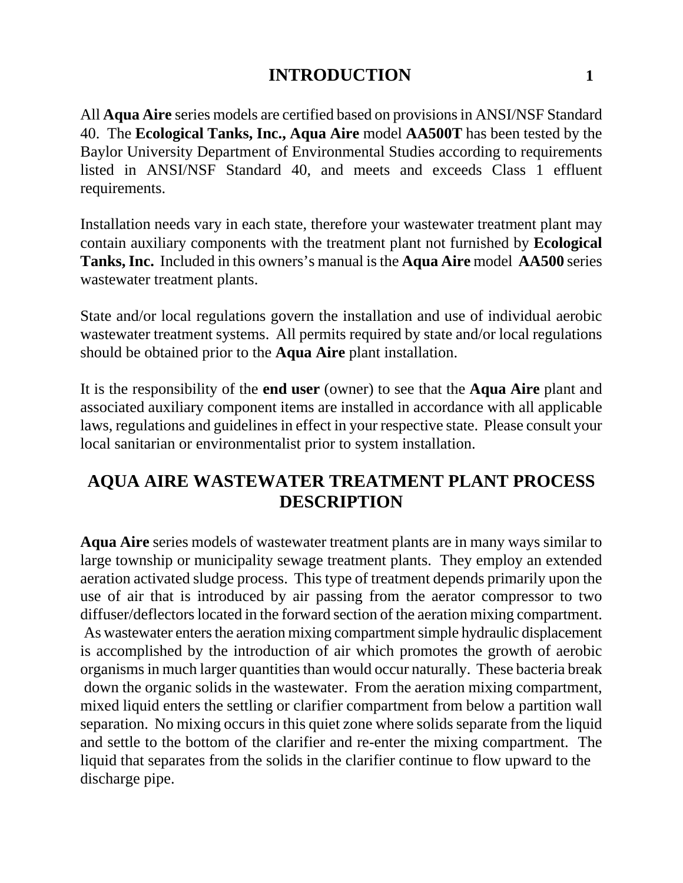# INTRODUCTION

All **Aqua Aire** series models are certified based on provisions in ANSI/NSF Standard 40. The **Ecological Tanks, Inc., Aqua Aire** model **AA500T** has been tested by the Baylor University Department of Environmental Studies according to requirements listed in ANSI/NSF Standard 40, and meets and exceeds Class 1 effluent requirements.

Installation needs vary in each state, therefore your wastewater treatment plant may contain auxiliary components with the treatment plant not furnished by **Ecological Tanks, Inc.** Included in this owners's manual is the **Aqua Aire** model **AA500** series wastewater treatment plants.

State and/or local regulations govern the installation and use of individual aerobic wastewater treatment systems. All permits required by state and/or local regulations should be obtained prior to the **Aqua Aire** plant installation.

It is the responsibility of the **end user** (owner) to see that the **Aqua Aire** plant and associated auxiliary component items are installed in accordance with all applicable laws, regulations and guidelines in effect in your respective state. Please consult your local sanitarian or environmentalist prior to system installation.

## AQUA AIRE WASTEWATER TREATMENT PLANT PROCESS DESCRIPTION

**Aqua Aire** series models of wastewater treatment plants are in many ways similar to large township or municipality sewage treatment plants. They employ an extended aeration activated sludge process. This type of treatment depends primarily upon the use of air that is introduced by air passing from the aerator compressor to two diffuser/deflectors located in the forward section of the aeration mixing compartment. As wastewater enters the aeration mixing compartment simple hydraulic displacement is accomplished by the introduction of air which promotes the growth of aerobic organisms in much larger quantities than would occur naturally. These bacteria break down the organic solids in the wastewater. From the aeration mixing compartment, mixed liquid enters the settling or clarifier compartment from below a partition wall separation. No mixing occurs in this quiet zone where solids separate from the liquid and settle to the bottom of the clarifier and re-enter the mixing compartment. The liquid that separates from the solids in the clarifier continue to flow upward to the discharge pipe.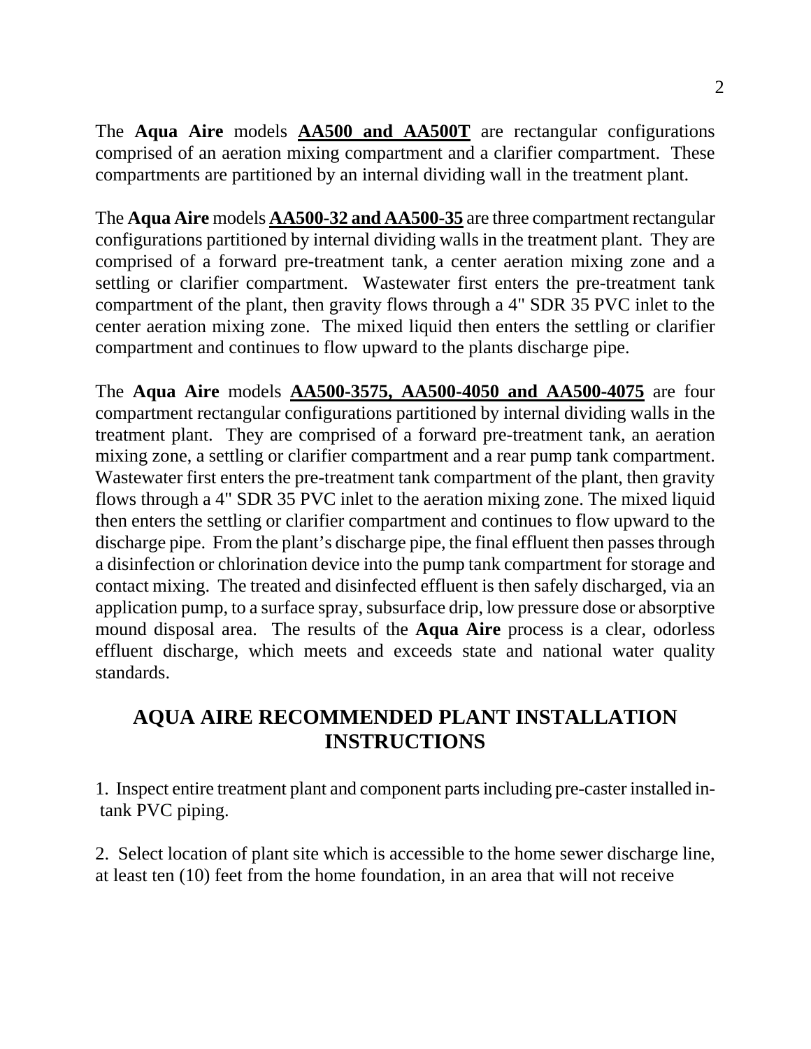The **Aqua Aire** models **AA500 and AA500T** are rectangular configurations comprised of an aeration mixing compartment and a clarifier compartment. These compartments are partitioned by an internal dividing wall in the treatment plant.

The **Aqua Aire** models **AA500-32 and AA500-35** are three compartment rectangular configurations partitioned by internal dividing walls in the treatment plant. They are comprised of a forward pre-treatment tank, a center aeration mixing zone and a settling or clarifier compartment. Wastewater first enters the pre-treatment tank compartment of the plant, then gravity flows through a 4" SDR 35 PVC inlet to the center aeration mixing zone. The mixed liquid then enters the settling or clarifier compartment and continues to flow upward to the plants discharge pipe.

The **Aqua Aire** models **AA500-3575, AA500-4050 and AA500-4075** are four compartment rectangular configurations partitioned by internal dividing walls in the treatment plant. They are comprised of a forward pre-treatment tank, an aeration mixing zone, a settling or clarifier compartment and a rear pump tank compartment. Wastewater first enters the pre-treatment tank compartment of the plant, then gravity flows through a 4" SDR 35 PVC inlet to the aeration mixing zone. The mixed liquid then enters the settling or clarifier compartment and continues to flow upward to the discharge pipe. From the plant's discharge pipe, the final effluent then passes through a disinfection or chlorination device into the pump tank compartment for storage and contact mixing. The treated and disinfected effluent is then safely discharged, via an application pump, to a surface spray, subsurface drip, low pressure dose or absorptive mound disposal area. The results of the **Aqua Aire** process is a clear, odorless effluent discharge, which meets and exceeds state and national water quality standards.

## AQUA AIRE RECOMMENDED PLANT INSTALLATION INSTRUCTIONS

1. Inspect entire treatment plant and component parts including pre-caster installed in-tank PVC piping.

2. Select location of plant site which is accessible to the home sewer discharge line, at least ten (10) feet from the home foundation, in an area that will not receive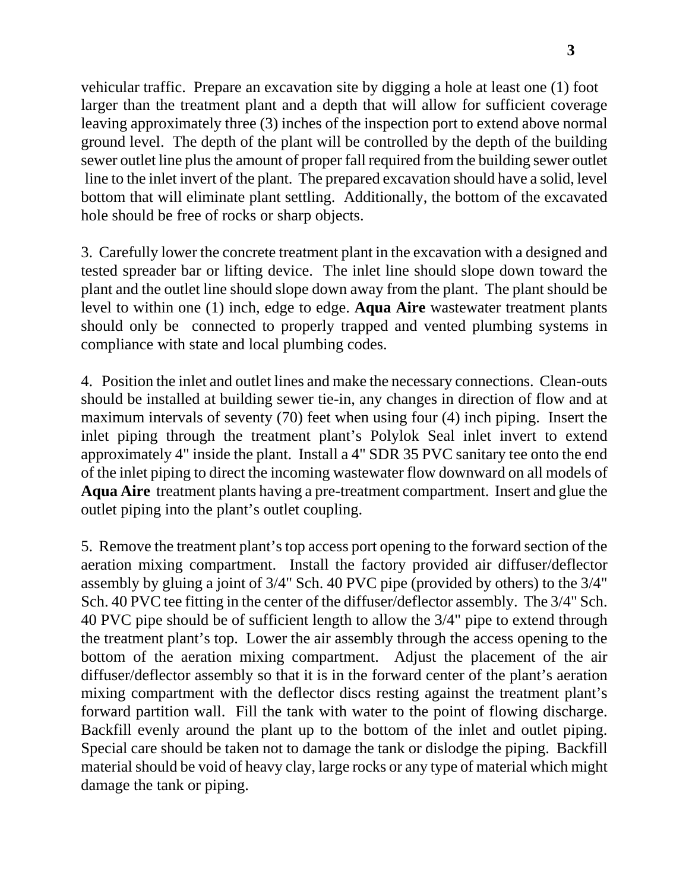vehicular traffic. Prepare an excavation site by digging a hole at least one (1) foot larger than the treatment plant and a depth that will allow for sufficient coverage leaving approximately three (3) inches of the inspection port to extend above normal ground level. The depth of the plant will be controlled by the depth of the building sewer outlet line plus the amount of proper fall required from the building sewer outlet line to the inlet invert of the plant. The prepared excavation should have a solid, level bottom that will eliminate plant settling. Additionally, the bottom of the excavated hole should be free of rocks or sharp objects.

3. Carefully lower the concrete treatment plant in the excavation with a designed and tested spreader bar or lifting device. The inlet line should slope down toward the plant and the outlet line should slope down away from the plant. The plant should be level to within one (1) inch, edge to edge. **Aqua Aire** wastewater treatment plants should only be connected to properly trapped and vented plumbing systems in compliance with state and local plumbing codes.

4. Position the inlet and outlet lines and make the necessary connections. Clean-outs should be installed at building sewer tie-in, any changes in direction of flow and at maximum intervals of seventy (70) feet when using four (4) inch piping. Insert the inlet piping through the treatment plant's Polylok Seal inlet invert to extend approximately 4" inside the plant. Install a 4" SDR 35 PVC sanitary tee onto the end of the inlet piping to direct the incoming wastewater flow downward on all models of **Aqua Aire** treatment plants having a pre-treatment compartment. Insert and glue the outlet piping into the plant's outlet coupling.

5. Remove the treatment plant's top access port opening to the forward section of the aeration mixing compartment. Install the factory provided air diffuser/deflector assembly by gluing a joint of 3/4" Sch. 40 PVC pipe (provided by others) to the 3/4" Sch. 40 PVC tee fitting in the center of the diffuser/deflector assembly. The 3/4" Sch. 40 PVC pipe should be of sufficient length to allow the 3/4" pipe to extend through the treatment plant's top. Lower the air assembly through the access opening to the bottom of the aeration mixing compartment. Adjust the placement of the air diffuser/deflector assembly so that it is in the forward center of the plant's aeration mixing compartment with the deflector discs resting against the treatment plant's forward partition wall. Fill the tank with water to the point of flowing discharge. Backfill evenly around the plant up to the bottom of the inlet and outlet piping. Special care should be taken not to damage the tank or dislodge the piping. Backfill material should be void of heavy clay, large rocks or any type of material which might damage the tank or piping.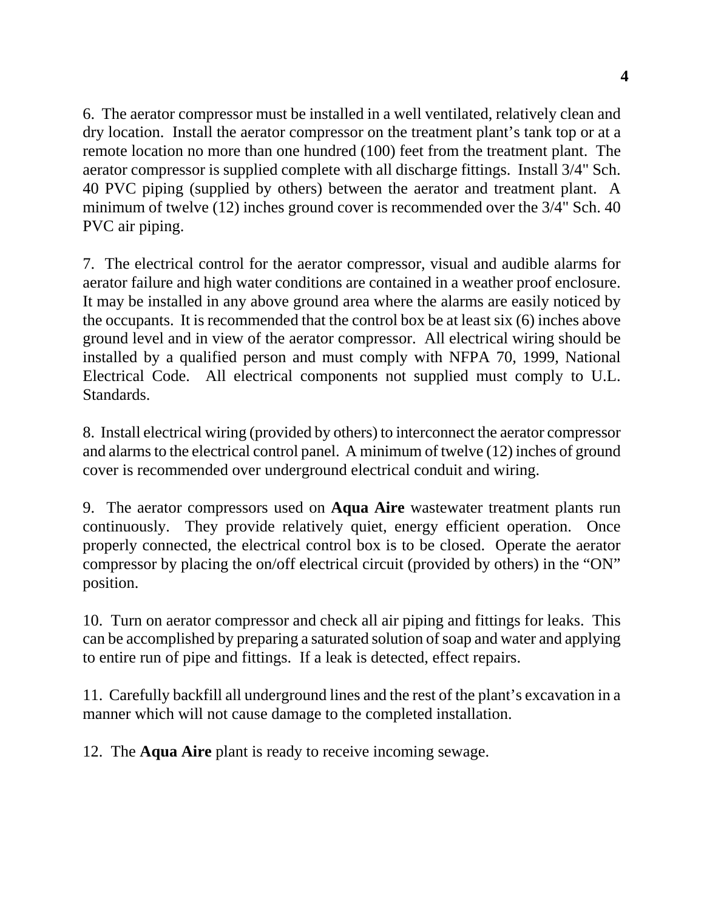6. The aerator compressor must be installed in a well ventilated, relatively clean and dry location. Install the aerator compressor on the treatment plant's tank top or at a remote location no more than one hundred (100) feet from the treatment plant. The aerator compressor is supplied complete with all discharge fittings. Install 3/4" Sch. 40 PVC piping (supplied by others) between the aerator and treatment plant. A minimum of twelve (12) inches ground cover is recommended over the 3/4" Sch. 40 PVC air piping.

7. The electrical control for the aerator compressor, visual and audible alarms for aerator failure and high water conditions are contained in a weather proof enclosure. It may be installed in any above ground area where the alarms are easily noticed by the occupants. It is recommended that the control box be at least six (6) inches above ground level and in view of the aerator compressor. All electrical wiring should be installed by a qualified person and must comply with NFPA 70, 1999, National Electrical Code. All electrical components not supplied must comply to U.L. Standards.

8. Install electrical wiring (provided by others) to interconnect the aerator compressor and alarms to the electrical control panel. A minimum of twelve (12) inches of ground cover is recommended over underground electrical conduit and wiring.

9. The aerator compressors used on **Aqua Aire** wastewater treatment plants run continuously. They provide relatively quiet, energy efficient operation. Once properly connected, the electrical control box is to be closed. Operate the aerator compressor by placing the on/off electrical circuit (provided by others) in the "ON" position.

10. Turn on aerator compressor and check all air piping and fittings for leaks. This can be accomplished by preparing a saturated solution of soap and water and applying to entire run of pipe and fittings. If a leak is detected, effect repairs.

11. Carefully backfill all underground lines and the rest of the plant's excavation in a manner which will not cause damage to the completed installation.

12. The **Aqua Aire** plant is ready to receive incoming sewage.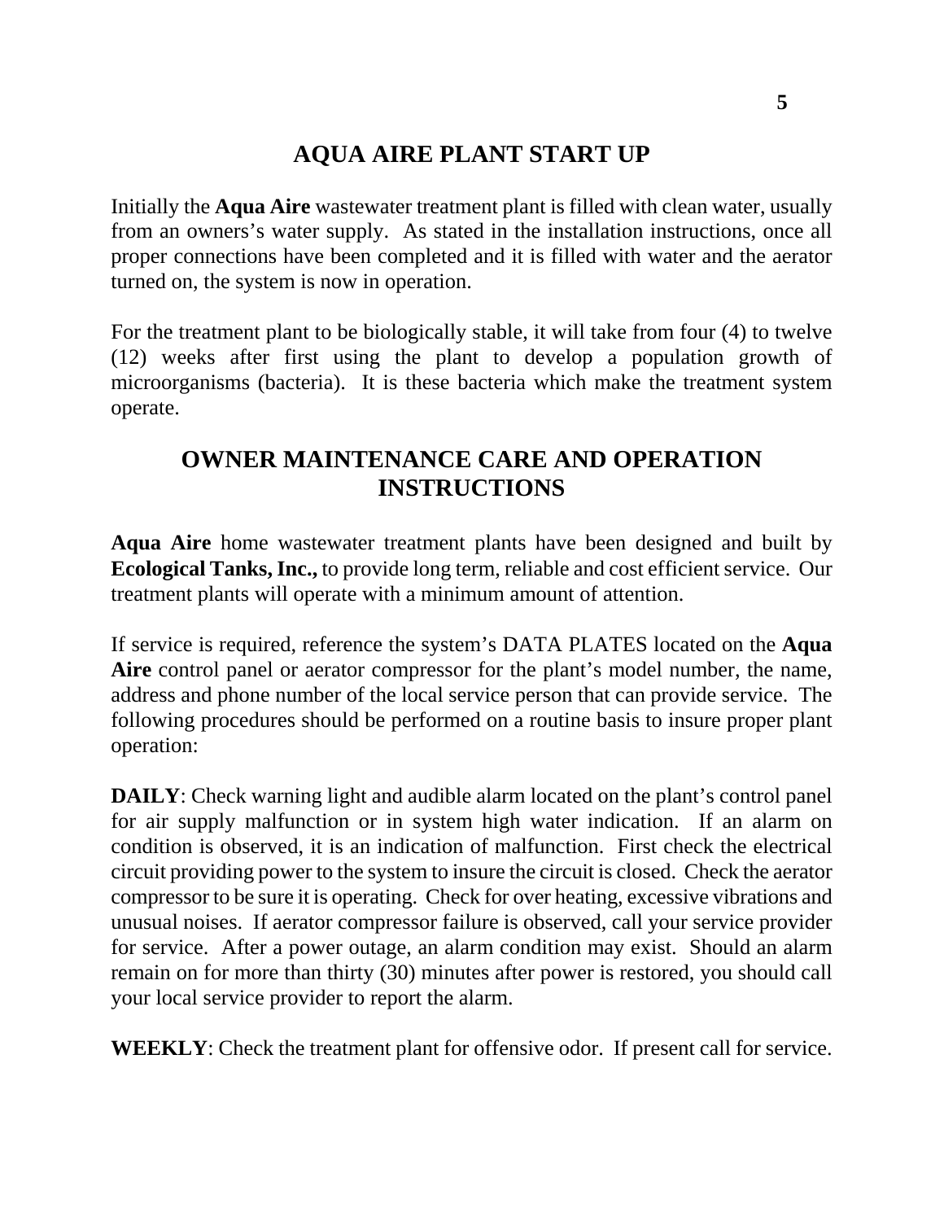## AQUA AIRE PLANT START UP

Initially the **Aqua Aire** wastewater treatment plant is filled with clean water, usually from an owners's water supply. As stated in the installation instructions, once all proper connections have been completed and it is filled with water and the aerator turned on, the system is now in operation.

For the treatment plant to be biologically stable, it will take from four (4) to twelve (12) weeks after first using the plant to develop a population growth of microorganisms (bacteria). It is these bacteria which make the treatment system operate.

## OWNER MAINTENANCE CARE AND OPERATION INSTRUCTIONS

**Aqua Aire** home wastewater treatment plants have been designed and built by **Ecological Tanks, Inc.,** to provide long term, reliable and cost efficient service. Our treatment plants will operate with a minimum amount of attention.

If service is required, reference the system's DATA PLATES located on the **Aqua Aire** control panel or aerator compressor for the plant's model number, the name, address and phone number of the local service person that can provide service. The following procedures should be performed on a routine basis to insure proper plant operation:

**DAILY**: Check warning light and audible alarm located on the plant's control panel for air supply malfunction or in system high water indication. If an alarm on condition is observed, it is an indication of malfunction. First check the electrical circuit providing power to the system to insure the circuit is closed. Check the aerator compressor to be sure it is operating. Check for over heating, excessive vibrations and unusual noises. If aerator compressor failure is observed, call your service provider for service. After a power outage, an alarm condition may exist. Should an alarm remain on for more than thirty (30) minutes after power is restored, you should call your local service provider to report the alarm.

**WEEKLY**: Check the treatment plant for offensive odor. If present call for service.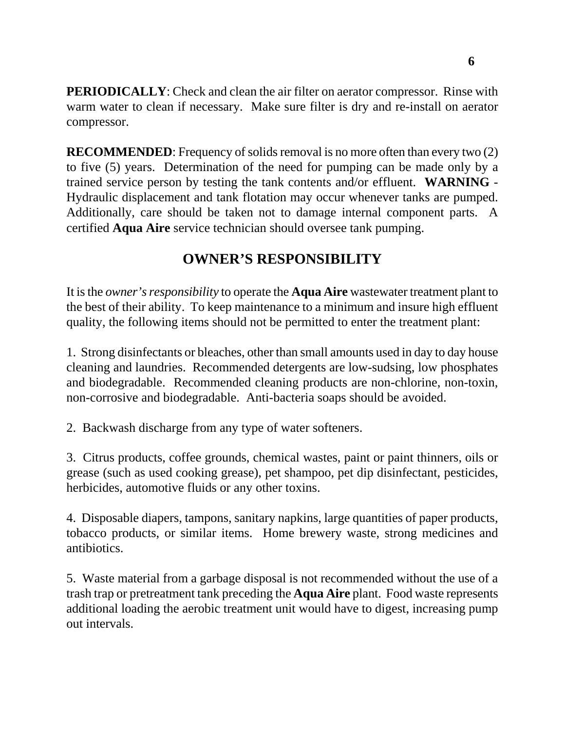**PERIODICALLY**: Check and clean the air filter on aerator compressor. Rinse with warm water to clean if necessary. Make sure filter is dry and re-install on aerator compressor.

**RECOMMENDED**: Frequency of solids removal is no more often than every two (2) to five (5) years. Determination of the need for pumping can be made only by a trained service person by testing the tank contents and/or effluent. **WARNING** - Hydraulic displacement and tank flotation may occur whenever tanks are pumped. Additionally, care should be taken not to damage internal component parts. A certified **Aqua Aire** service technician should oversee tank pumping.

## OWNER'S RESPONSIBILITY

It is the *owner's responsibility* to operate the **Aqua Aire** wastewater treatment plant to the best of their ability. To keep maintenance to a minimum and insure high effluent quality, the following items should not be permitted to enter the treatment plant:

1. Strong disinfectants or bleaches, other than small amounts used in day to day house cleaning and laundries. Recommended detergents are low-sudsing, low phosphates and biodegradable. Recommended cleaning products are non-chlorine, non-toxin, non-corrosive and biodegradable. Anti-bacteria soaps should be avoided.

2. Backwash discharge from any type of water softeners.

3. Citrus products, coffee grounds, chemical wastes, paint or paint thinners, oils or grease (such as used cooking grease), pet shampoo, pet dip disinfectant, pesticides, herbicides, automotive fluids or any other toxins.

4. Disposable diapers, tampons, sanitary napkins, large quantities of paper products, tobacco products, or similar items. Home brewery waste, strong medicines and antibiotics.

5. Waste material from a garbage disposal is not recommended without the use of a trash trap or pretreatment tank preceding the **Aqua Aire** plant. Food waste represents additional loading the aerobic treatment unit would have to digest, increasing pump out intervals.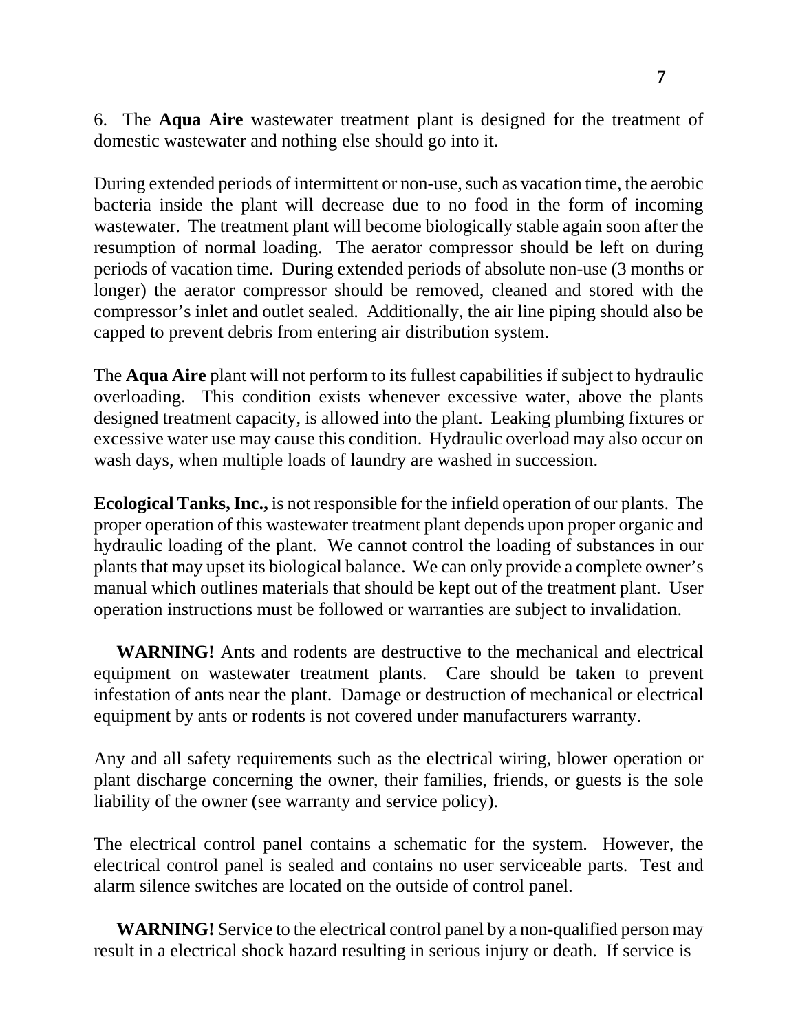6. The **Aqua Aire** wastewater treatment plant is designed for the treatment of domestic wastewater and nothing else should go into it.

During extended periods of intermittent or non-use, such as vacation time, the aerobic bacteria inside the plant will decrease due to no food in the form of incoming wastewater. The treatment plant will become biologically stable again soon after the resumption of normal loading. The aerator compressor should be left on during periods of vacation time. During extended periods of absolute non-use (3 months or longer) the aerator compressor should be removed, cleaned and stored with the compressor's inlet and outlet sealed. Additionally, the air line piping should also be capped to prevent debris from entering air distribution system.

The **Aqua Aire** plant will not perform to its fullest capabilities if subject to hydraulic overloading. This condition exists whenever excessive water, above the plants designed treatment capacity, is allowed into the plant. Leaking plumbing fixtures or excessive water use may cause this condition. Hydraulic overload may also occur on wash days, when multiple loads of laundry are washed in succession.

**Ecological Tanks, Inc.,** is not responsible for the infield operation of our plants. The proper operation of this wastewater treatment plant depends upon proper organic and hydraulic loading of the plant. We cannot control the loading of substances in our plants that may upset its biological balance. We can only provide a complete owner's manual which outlines materials that should be kept out of the treatment plant. User operation instructions must be followed or warranties are subject to invalidation.

**WARNING!** Ants and rodents are destructive to the mechanical and electrical equipment on wastewater treatment plants. Care should be taken to prevent infestation of ants near the plant. Damage or destruction of mechanical or electrical equipment by ants or rodents is not covered under manufacturers warranty.

Any and all safety requirements such as the electrical wiring, blower operation or plant discharge concerning the owner, their families, friends, or guests is the sole liability of the owner (see warranty and service policy).

The electrical control panel contains a schematic for the system. However, the electrical control panel is sealed and contains no user serviceable parts. Test and alarm silence switches are located on the outside of control panel.

**WARNING!** Service to the electrical control panel by a non-qualified person may result in a electrical shock hazard resulting in serious injury or death. If service is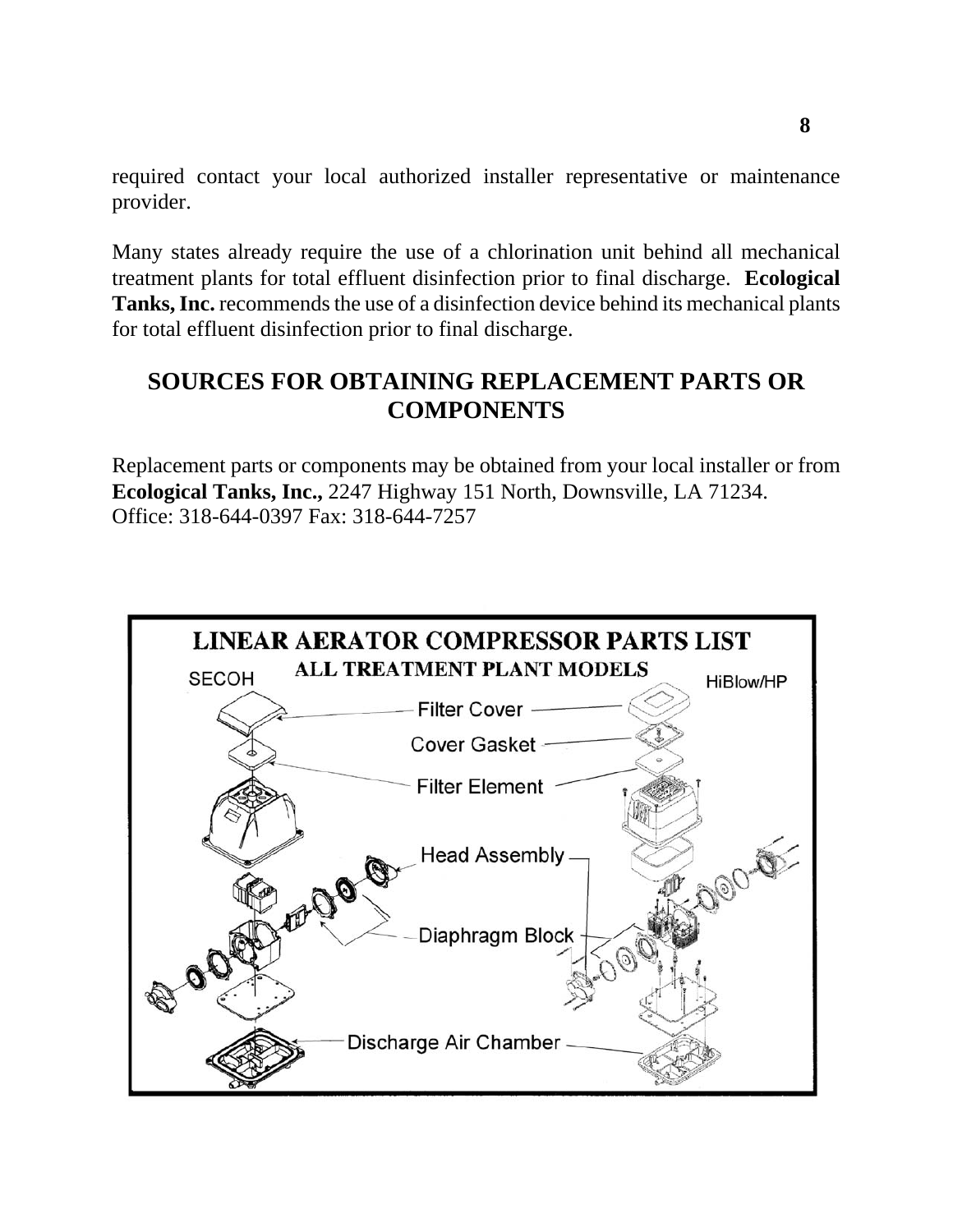required contact your local authorized installer representative or maintenance provider.

Many states already require the use of a chlorination unit behind all mechanical treatment plants for total effluent disinfection prior to final discharge. **Ecological Tanks, Inc.** recommends the use of a disinfection device behind its mechanical plants for total effluent disinfection prior to final discharge.

## SOURCES FOR OBTAINING REPLACEMENT PARTS OR COMPONENTS

Replacement parts or components may be obtained from your local installer or from **Ecological Tanks, Inc.,** 2247 Highway 151 North, Downsville, LA 71234.
Office: 318-644-0397 Fax: 318-644-7257

**LINEAR AERATOR COMPRESSOR PARTS LIST**

**ALL TREATMENT PLANT MODELS**

SECOH — HiBlow/HP

- Filter Cover
- Cover Gasket
- Filter Element
- Head Assembly
- Diaphragm Block
- Discharge Air Chamber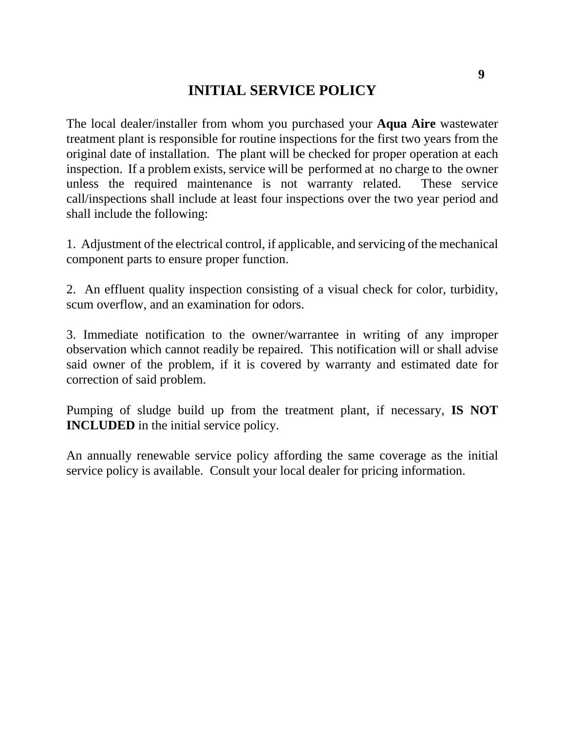# INITIAL SERVICE POLICY

The local dealer/installer from whom you purchased your **Aqua Aire** wastewater treatment plant is responsible for routine inspections for the first two years from the original date of installation. The plant will be checked for proper operation at each inspection. If a problem exists, service will be performed at no charge to the owner unless the required maintenance is not warranty related. These service call/inspections shall include at least four inspections over the two year period and shall include the following:

1. Adjustment of the electrical control, if applicable, and servicing of the mechanical component parts to ensure proper function.

2. An effluent quality inspection consisting of a visual check for color, turbidity, scum overflow, and an examination for odors.

3. Immediate notification to the owner/warrantee in writing of any improper observation which cannot readily be repaired. This notification will or shall advise said owner of the problem, if it is covered by warranty and estimated date for correction of said problem.

Pumping of sludge build up from the treatment plant, if necessary, **IS NOT INCLUDED** in the initial service policy.

An annually renewable service policy affording the same coverage as the initial service policy is available. Consult your local dealer for pricing information.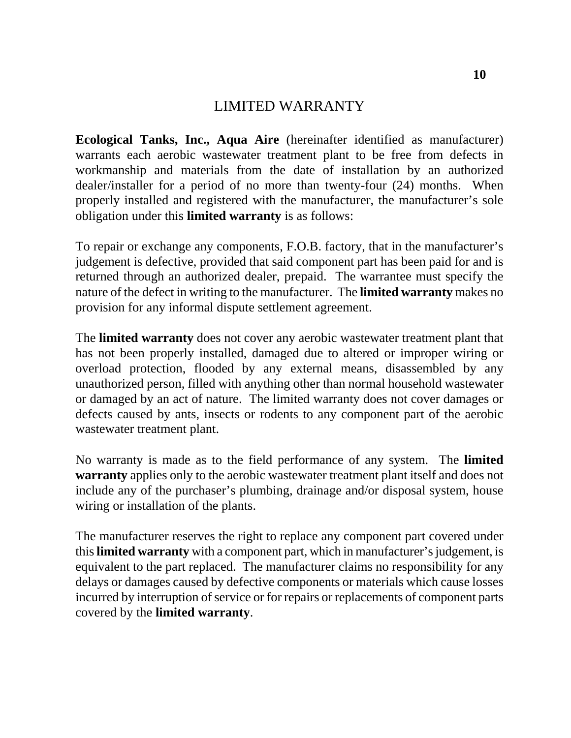# LIMITED WARRANTY

**Ecological Tanks, Inc., Aqua Aire** (hereinafter identified as manufacturer) warrants each aerobic wastewater treatment plant to be free from defects in workmanship and materials from the date of installation by an authorized dealer/installer for a period of no more than twenty-four (24) months. When properly installed and registered with the manufacturer, the manufacturer's sole obligation under this **limited warranty** is as follows:

To repair or exchange any components, F.O.B. factory, that in the manufacturer's judgement is defective, provided that said component part has been paid for and is returned through an authorized dealer, prepaid. The warrantee must specify the nature of the defect in writing to the manufacturer. The **limited warranty** makes no provision for any informal dispute settlement agreement.

The **limited warranty** does not cover any aerobic wastewater treatment plant that has not been properly installed, damaged due to altered or improper wiring or overload protection, flooded by any external means, disassembled by any unauthorized person, filled with anything other than normal household wastewater or damaged by an act of nature. The limited warranty does not cover damages or defects caused by ants, insects or rodents to any component part of the aerobic wastewater treatment plant.

No warranty is made as to the field performance of any system. The **limited warranty** applies only to the aerobic wastewater treatment plant itself and does not include any of the purchaser's plumbing, drainage and/or disposal system, house wiring or installation of the plants.

The manufacturer reserves the right to replace any component part covered under this **limited warranty** with a component part, which in manufacturer's judgement, is equivalent to the part replaced. The manufacturer claims no responsibility for any delays or damages caused by defective components or materials which cause losses incurred by interruption of service or for repairs or replacements of component parts covered by the **limited warranty**.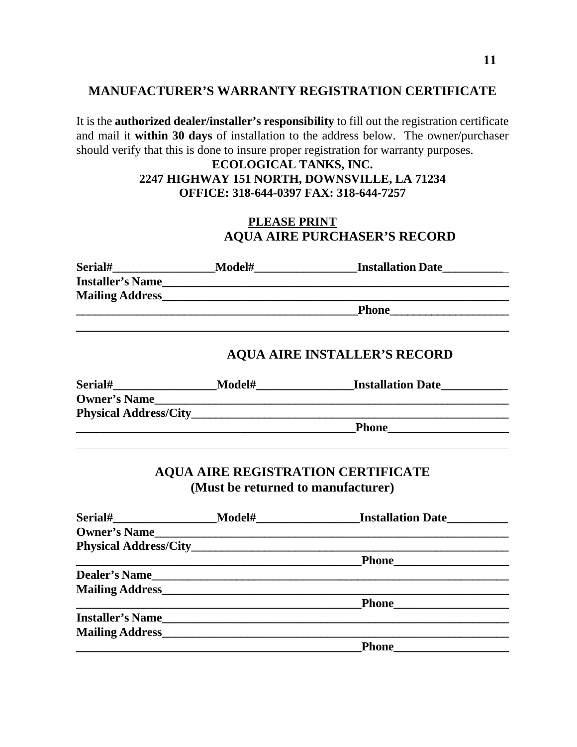## MANUFACTURER'S WARRANTY REGISTRATION CERTIFICATE

It is the **authorized dealer/installer's responsibility** to fill out the registration certificate and mail it **within 30 days** of installation to the address below. The owner/purchaser should verify that this is done to insure proper registration for warranty purposes.

**ECOLOGICAL TANKS, INC.**
**2247 HIGHWAY 151 NORTH, DOWNSVILLE, LA 71234**
**OFFICE: 318-644-0397 FAX: 318-644-7257**

**PLEASE PRINT**

### AQUA AIRE PURCHASER'S RECORD

**Serial#_________________Model#_________________Installation Date___________**
**Installer's Name_____________________________________________________________**
**Mailing Address_____________________________________________________________**
**_______________________________________________Phone____________________**

### AQUA AIRE INSTALLER'S RECORD

**Serial#_________________Model#________________Installation Date___________**
**Owner's Name_______________________________________________________________**
**Physical Address/City________________________________________________________**
**______________________________________________Phone_____________________**

### AQUA AIRE REGISTRATION CERTIFICATE
**(Must be returned to manufacturer)**

**Serial#_________________Model#_________________Installation Date__________**
**Owner's Name_______________________________________________________________**
**Physical Address/City________________________________________________________**
**_______________________________________________Phone___________________**
**Dealer's Name_______________________________________________________________**
**Mailing Address_____________________________________________________________**
**_______________________________________________Phone___________________**
**Installer's Name_____________________________________________________________**
**Mailing Address_____________________________________________________________**
**_______________________________________________Phone___________________**